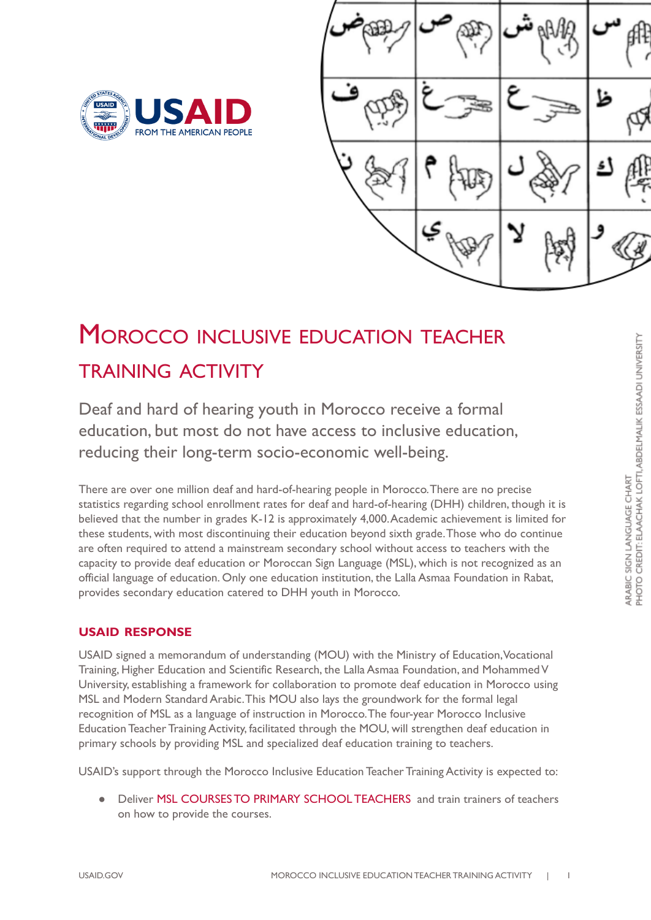# Morocco Inclusive Education Teacher Training Activity

Deaf and hard of hearing youth in Morocco receive a formal education, but most do not have access to inclusive education, reducing their long-term socio-economic well-being.

There are over one million deaf and hard-of-hearing people in Morocco. There are no precise statistics regarding school enrollment rates for deaf and hard-of-hearing (DHH) children, though it is believed that the number in grades K-12 is approximately 4,000. Academic achievement is limited for these students, with most discontinuing their education beyond sixth grade. Those who do continue are often required to attend a mainstream secondary school without access to teachers with the capacity to provide deaf education or Moroccan Sign Language (MSL), which is not recognized as an official language of education. Only one education institution, the Lalla Asmaa Foundation in Rabat, provides secondary education catered to DHH youth in Morocco.

ARABIC SIGN LANGUAGE CHART
PHOTO CREDIT: ELAACHAK LOFTI, ABDELMALIK ESSAADI UNIVERSITY

## USAID RESPONSE

USAID signed a memorandum of understanding (MOU) with the Ministry of Education, Vocational Training, Higher Education and Scientific Research, the Lalla Asmaa Foundation, and Mohammed V University, establishing a framework for collaboration to promote deaf education in Morocco using MSL and Modern Standard Arabic. This MOU also lays the groundwork for the formal legal recognition of MSL as a language of instruction in Morocco. The four-year Morocco Inclusive Education Teacher Training Activity, facilitated through the MOU, will strengthen deaf education in primary schools by providing MSL and specialized deaf education training to teachers.

USAID's support through the Morocco Inclusive Education Teacher Training Activity is expected to:

- Deliver MSL COURSES TO PRIMARY SCHOOL TEACHERS and train trainers of teachers on how to provide the courses.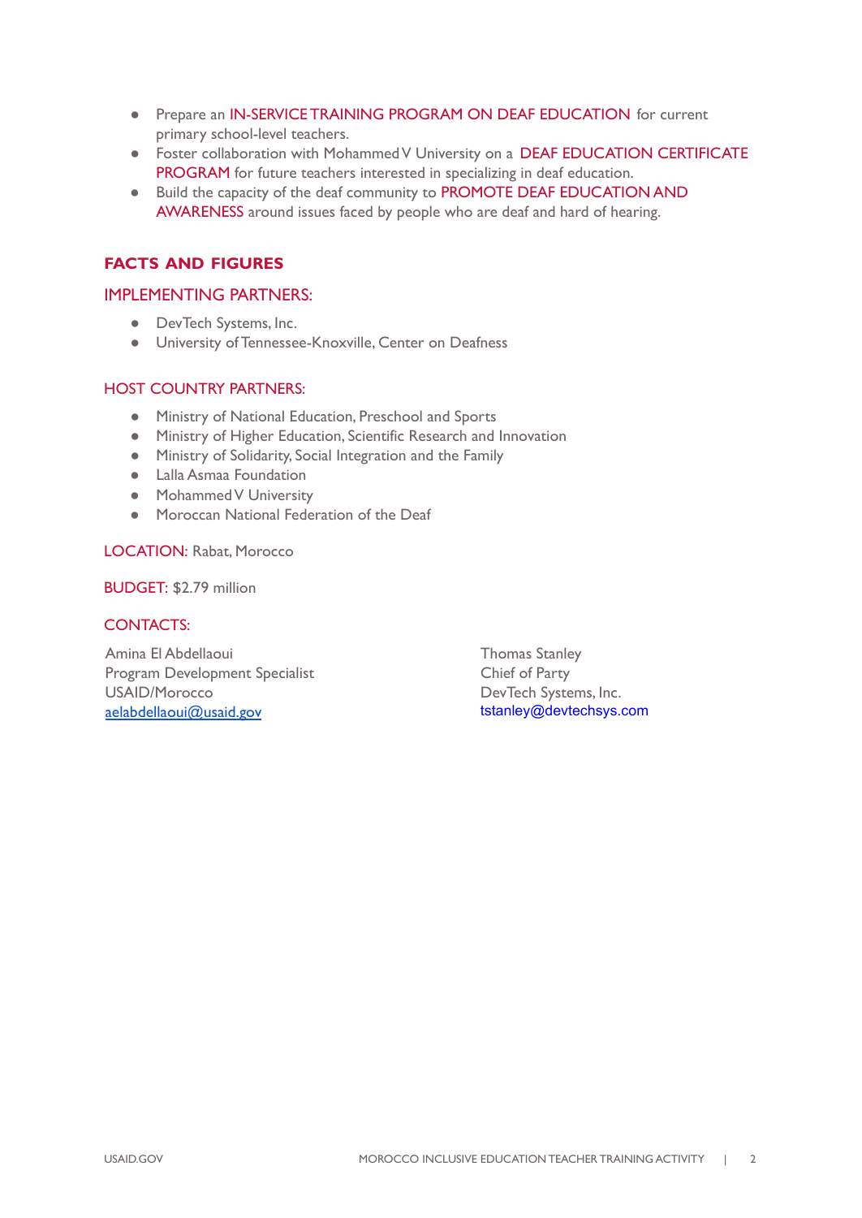- Prepare an IN-SERVICE TRAINING PROGRAM ON DEAF EDUCATION for current primary school-level teachers.
- Foster collaboration with Mohammed V University on a DEAF EDUCATION CERTIFICATE PROGRAM for future teachers interested in specializing in deaf education.
- Build the capacity of the deaf community to PROMOTE DEAF EDUCATION AND AWARENESS around issues faced by people who are deaf and hard of hearing.

## FACTS AND FIGURES

### IMPLEMENTING PARTNERS:

- DevTech Systems, Inc.
- University of Tennessee-Knoxville, Center on Deafness

### HOST COUNTRY PARTNERS:

- Ministry of National Education, Preschool and Sports
- Ministry of Higher Education, Scientific Research and Innovation
- Ministry of Solidarity, Social Integration and the Family
- Lalla Asmaa Foundation
- Mohammed V University
- Moroccan National Federation of the Deaf

LOCATION: Rabat, Morocco

BUDGET: $2.79 million

### CONTACTS:

Amina El Abdellaoui
Program Development Specialist
USAID/Morocco
aelabdellaoui@usaid.gov

Thomas Stanley
Chief of Party
DevTech Systems, Inc.
tstanley@devtechsys.com